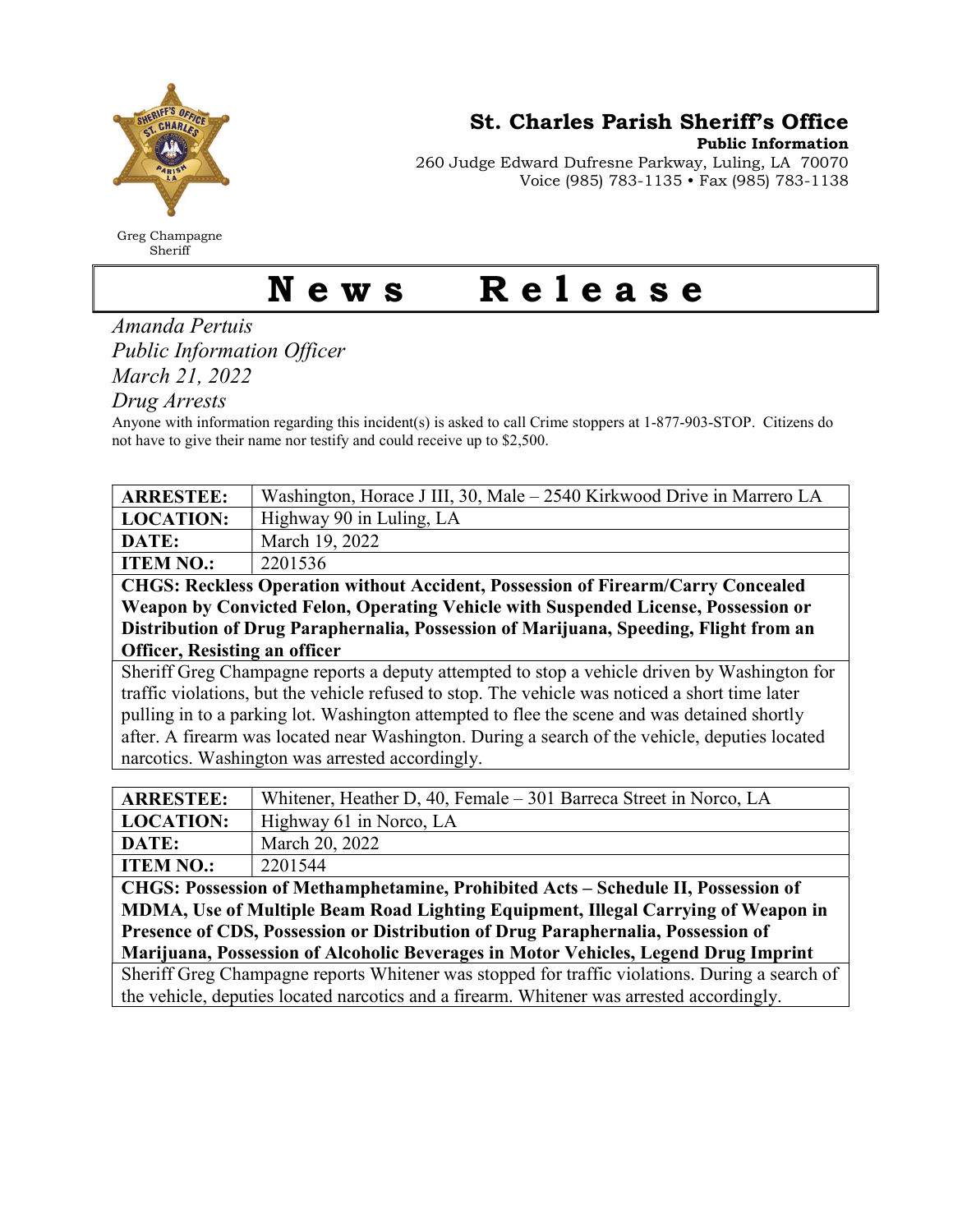Greg Champagne
Sheriff

# St. Charles Parish Sheriff's Office

**Public Information**

260 Judge Edward Dufresne Parkway, Luling, LA 70070
Voice (985) 783-1135 • Fax (985) 783-1138

# News Release

*Amanda Pertuis*
*Public Information Officer*
*March 21, 2022*
*Drug Arrests*

Anyone with information regarding this incident(s) is asked to call Crime stoppers at 1-877-903-STOP. Citizens do not have to give their name nor testify and could receive up to $2,500.

| **ARRESTEE:** | Washington, Horace J III, 30, Male – 2540 Kirkwood Drive in Marrero LA |
|---|---|
| **LOCATION:** | Highway 90 in Luling, LA |
| **DATE:** | March 19, 2022 |
| **ITEM NO.:** | 2201536 |
| **CHGS: Reckless Operation without Accident, Possession of Firearm/Carry Concealed Weapon by Convicted Felon, Operating Vehicle with Suspended License, Possession or Distribution of Drug Paraphernalia, Possession of Marijuana, Speeding, Flight from an Officer, Resisting an officer** | |
| Sheriff Greg Champagne reports a deputy attempted to stop a vehicle driven by Washington for traffic violations, but the vehicle refused to stop. The vehicle was noticed a short time later pulling in to a parking lot. Washington attempted to flee the scene and was detained shortly after. A firearm was located near Washington. During a search of the vehicle, deputies located narcotics. Washington was arrested accordingly. | |

| **ARRESTEE:** | Whitener, Heather D, 40, Female – 301 Barreca Street in Norco, LA |
|---|---|
| **LOCATION:** | Highway 61 in Norco, LA |
| **DATE:** | March 20, 2022 |
| **ITEM NO.:** | 2201544 |
| **CHGS: Possession of Methamphetamine, Prohibited Acts – Schedule II, Possession of MDMA, Use of Multiple Beam Road Lighting Equipment, Illegal Carrying of Weapon in Presence of CDS, Possession or Distribution of Drug Paraphernalia, Possession of Marijuana, Possession of Alcoholic Beverages in Motor Vehicles, Legend Drug Imprint** | |
| Sheriff Greg Champagne reports Whitener was stopped for traffic violations. During a search of the vehicle, deputies located narcotics and a firearm. Whitener was arrested accordingly. | |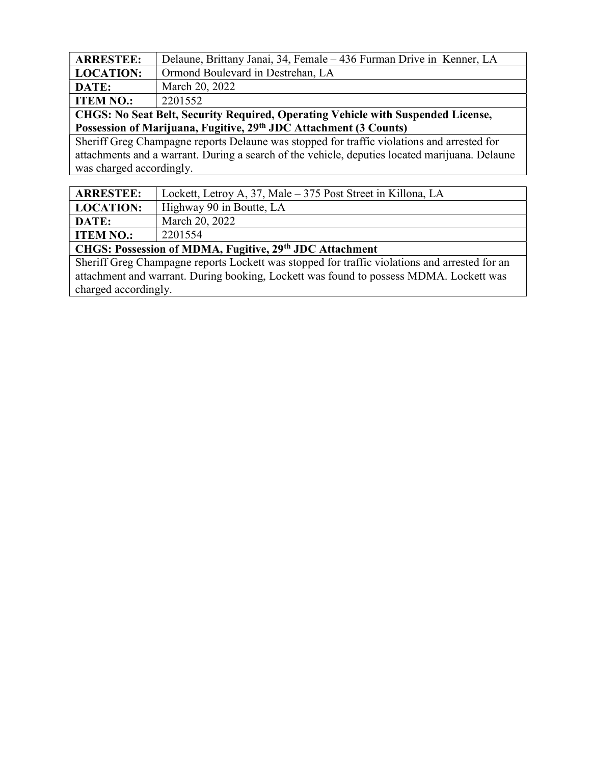| | |
|---|---|
| **ARRESTEE:** | Delaune, Brittany Janai, 34, Female – 436 Furman Drive in Kenner, LA |
| **LOCATION:** | Ormond Boulevard in Destrehan, LA |
| **DATE:** | March 20, 2022 |
| **ITEM NO.:** | 2201552 |

**CHGS: No Seat Belt, Security Required, Operating Vehicle with Suspended License, Possession of Marijuana, Fugitive, 29th JDC Attachment (3 Counts)**

Sheriff Greg Champagne reports Delaune was stopped for traffic violations and arrested for attachments and a warrant. During a search of the vehicle, deputies located marijuana. Delaune was charged accordingly.

| | |
|---|---|
| **ARRESTEE:** | Lockett, Letroy A, 37, Male – 375 Post Street in Killona, LA |
| **LOCATION:** | Highway 90 in Boutte, LA |
| **DATE:** | March 20, 2022 |
| **ITEM NO.:** | 2201554 |

**CHGS: Possession of MDMA, Fugitive, 29th JDC Attachment**

Sheriff Greg Champagne reports Lockett was stopped for traffic violations and arrested for an attachment and warrant. During booking, Lockett was found to possess MDMA. Lockett was charged accordingly.